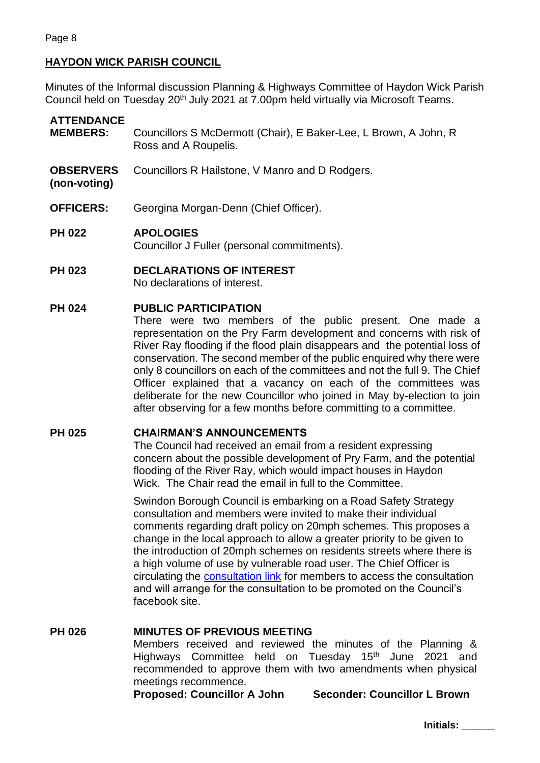## HAYDON WICK PARISH COUNCIL

Minutes of the Informal discussion Planning & Highways Committee of Haydon Wick Parish Council held on Tuesday 20th July 2021 at 7.00pm held virtually via Microsoft Teams.

**ATTENDANCE**

**MEMBERS:** Councillors S McDermott (Chair), E Baker-Lee, L Brown, A John, R Ross and A Roupelis.

**OBSERVERS (non-voting)** Councillors R Hailstone, V Manro and D Rodgers.

**OFFICERS:** Georgina Morgan-Denn (Chief Officer).

**PH 022 APOLOGIES**

Councillor J Fuller (personal commitments).

**PH 023 DECLARATIONS OF INTEREST**

No declarations of interest.

**PH 024 PUBLIC PARTICIPATION**

There were two members of the public present. One made a representation on the Pry Farm development and concerns with risk of River Ray flooding if the flood plain disappears and the potential loss of conservation. The second member of the public enquired why there were only 8 councillors on each of the committees and not the full 9. The Chief Officer explained that a vacancy on each of the committees was deliberate for the new Councillor who joined in May by-election to join after observing for a few months before committing to a committee.

**PH 025 CHAIRMAN'S ANNOUNCEMENTS**

The Council had received an email from a resident expressing concern about the possible development of Pry Farm, and the potential flooding of the River Ray, which would impact houses in Haydon Wick. The Chair read the email in full to the Committee.

Swindon Borough Council is embarking on a Road Safety Strategy consultation and members were invited to make their individual comments regarding draft policy on 20mph schemes. This proposes a change in the local approach to allow a greater priority to be given to the introduction of 20mph schemes on residents streets where there is a high volume of use by vulnerable road user. The Chief Officer is circulating the consultation link for members to access the consultation and will arrange for the consultation to be promoted on the Council's facebook site.

**PH 026 MINUTES OF PREVIOUS MEETING**

Members received and reviewed the minutes of the Planning & Highways Committee held on Tuesday 15th June 2021 and recommended to approve them with two amendments when physical meetings recommence.

**Proposed: Councillor A John** **Seconder: Councillor L Brown**

**Initials: ______**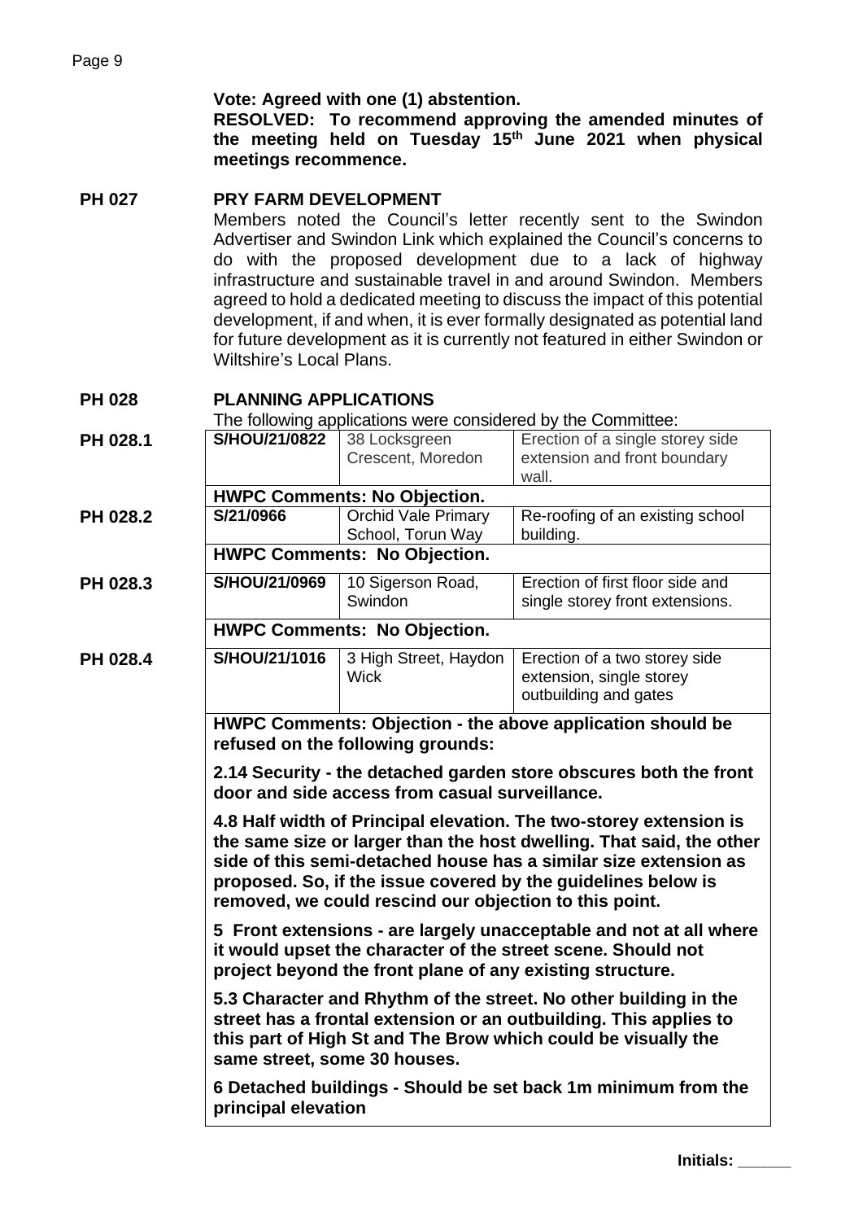**Vote: Agreed with one (1) abstention.**
**RESOLVED: To recommend approving the amended minutes of the meeting held on Tuesday 15th June 2021 when physical meetings recommence.**

**PH 027 PRY FARM DEVELOPMENT**

Members noted the Council's letter recently sent to the Swindon Advertiser and Swindon Link which explained the Council's concerns to do with the proposed development due to a lack of highway infrastructure and sustainable travel in and around Swindon. Members agreed to hold a dedicated meeting to discuss the impact of this potential development, if and when, it is ever formally designated as potential land for future development as it is currently not featured in either Swindon or Wiltshire's Local Plans.

**PH 028 PLANNING APPLICATIONS**

The following applications were considered by the Committee:

**PH 028.1**

| **S/HOU/21/0822** | 38 Locksgreen Crescent, Moredon | Erection of a single storey side extension and front boundary wall. |
|---|---|---|
| **HWPC Comments: No Objection.** | | |

**PH 028.2**

| **S/21/0966** | Orchid Vale Primary School, Torun Way | Re-roofing of an existing school building. |
|---|---|---|
| **HWPC Comments: No Objection.** | | |

**PH 028.3**

| **S/HOU/21/0969** | 10 Sigerson Road, Swindon | Erection of first floor side and single storey front extensions. |
|---|---|---|
| **HWPC Comments: No Objection.** | | |

**PH 028.4**

| **S/HOU/21/1016** | 3 High Street, Haydon Wick | Erection of a two storey side extension, single storey outbuilding and gates |
|---|---|---|

**HWPC Comments: Objection - the above application should be refused on the following grounds:**

**2.14 Security - the detached garden store obscures both the front door and side access from casual surveillance.**

**4.8 Half width of Principal elevation. The two-storey extension is the same size or larger than the host dwelling. That said, the other side of this semi-detached house has a similar size extension as proposed. So, if the issue covered by the guidelines below is removed, we could rescind our objection to this point.**

**5 Front extensions - are largely unacceptable and not at all where it would upset the character of the street scene. Should not project beyond the front plane of any existing structure.**

**5.3 Character and Rhythm of the street. No other building in the street has a frontal extension or an outbuilding. This applies to this part of High St and The Brow which could be visually the same street, some 30 houses.**

**6 Detached buildings - Should be set back 1m minimum from the principal elevation**

**Initials: ______**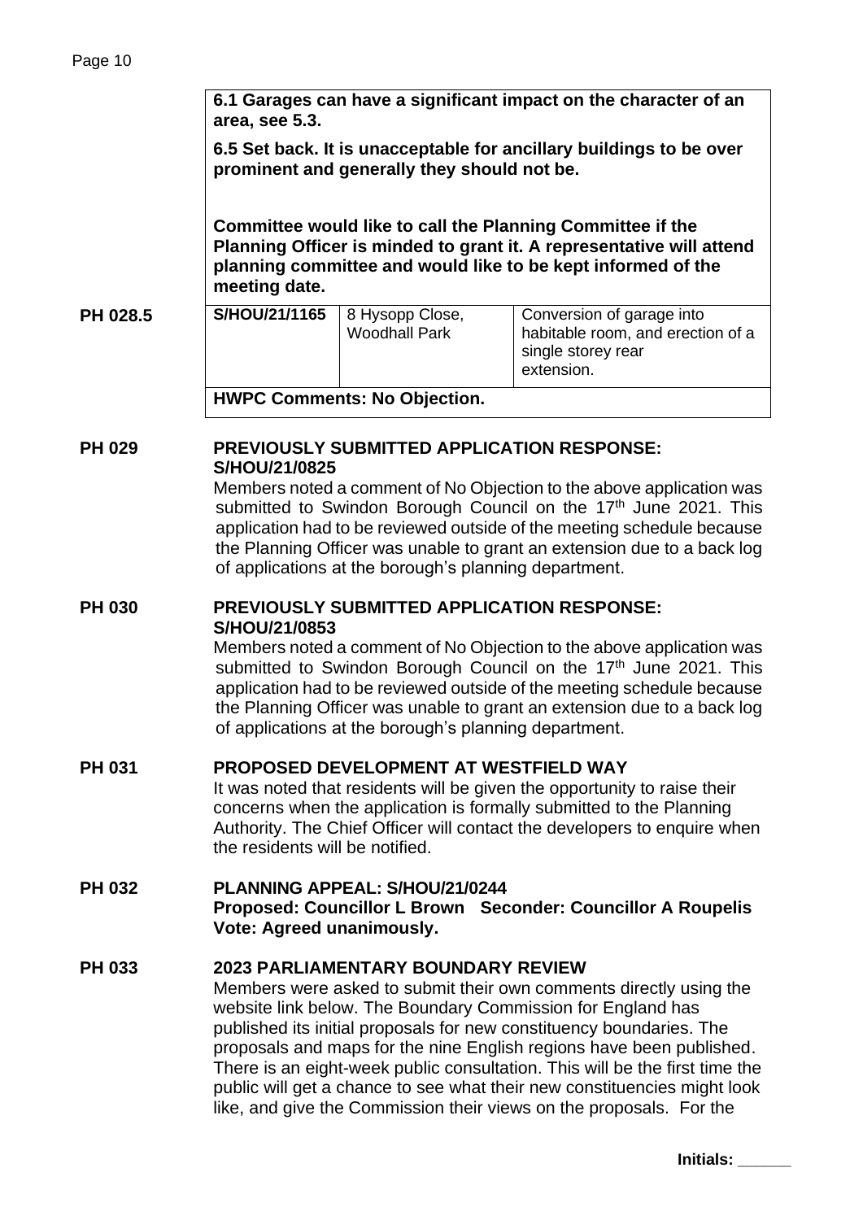**6.1 Garages can have a significant impact on the character of an area, see 5.3.**

**6.5 Set back. It is unacceptable for ancillary buildings to be over prominent and generally they should not be.**

**Committee would like to call the Planning Committee if the Planning Officer is minded to grant it. A representative will attend planning committee and would like to be kept informed of the meeting date.**

| | | | |
|---|---|---|---|
| **PH 028.5** | **S/HOU/21/1165** | 8 Hysopp Close, Woodhall Park | Conversion of garage into habitable room, and erection of a single storey rear extension. |
| | **HWPC Comments: No Objection.** | | |

**PH 029 PREVIOUSLY SUBMITTED APPLICATION RESPONSE: S/HOU/21/0825**

Members noted a comment of No Objection to the above application was submitted to Swindon Borough Council on the 17th June 2021. This application had to be reviewed outside of the meeting schedule because the Planning Officer was unable to grant an extension due to a back log of applications at the borough's planning department.

**PH 030 PREVIOUSLY SUBMITTED APPLICATION RESPONSE: S/HOU/21/0853**

Members noted a comment of No Objection to the above application was submitted to Swindon Borough Council on the 17th June 2021. This application had to be reviewed outside of the meeting schedule because the Planning Officer was unable to grant an extension due to a back log of applications at the borough's planning department.

**PH 031 PROPOSED DEVELOPMENT AT WESTFIELD WAY**

It was noted that residents will be given the opportunity to raise their concerns when the application is formally submitted to the Planning Authority. The Chief Officer will contact the developers to enquire when the residents will be notified.

**PH 032 PLANNING APPEAL: S/HOU/21/0244**

**Proposed: Councillor L Brown Seconder: Councillor A Roupelis**
**Vote: Agreed unanimously.**

**PH 033 2023 PARLIAMENTARY BOUNDARY REVIEW**

Members were asked to submit their own comments directly using the website link below. The Boundary Commission for England has published its initial proposals for new constituency boundaries. The proposals and maps for the nine English regions have been published. There is an eight-week public consultation. This will be the first time the public will get a chance to see what their new constituencies might look like, and give the Commission their views on the proposals. For the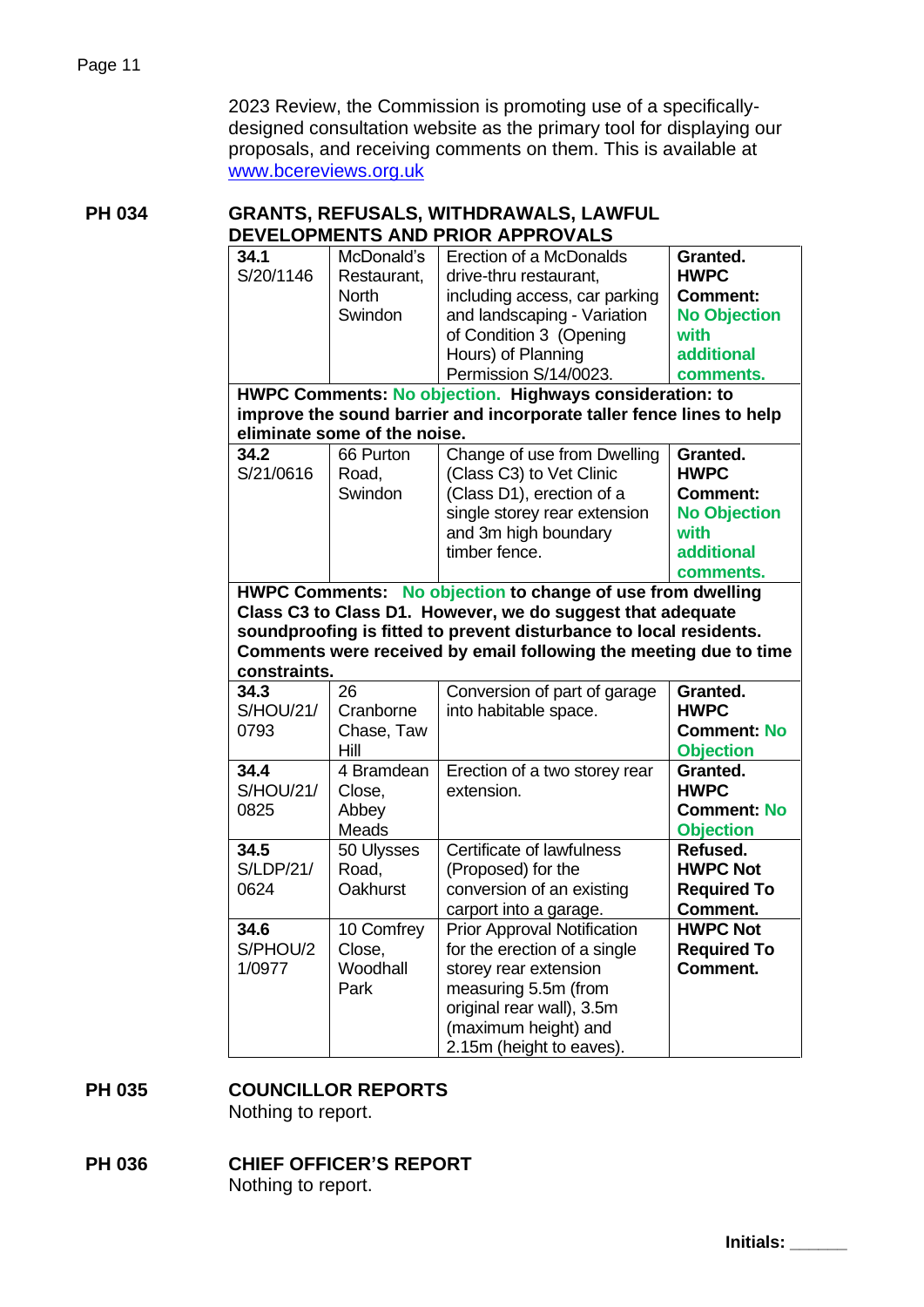2023 Review, the Commission is promoting use of a specifically-designed consultation website as the primary tool for displaying our proposals, and receiving comments on them. This is available at [www.bcereviews.org.uk](http://www.bcereviews.org.uk)

**PH 034** **GRANTS, REFUSALS, WITHDRAWALS, LAWFUL DEVELOPMENTS AND PRIOR APPROVALS**

| | | | |
|---|---|---|---|
| **34.1** S/20/1146 | McDonald's Restaurant, North Swindon | Erection of a McDonalds drive-thru restaurant, including access, car parking and landscaping - Variation of Condition 3 (Opening Hours) of Planning Permission S/14/0023. | **Granted. HWPC Comment: No Objection with additional comments.** |
| **HWPC Comments: No objection. Highways consideration: to improve the sound barrier and incorporate taller fence lines to help eliminate some of the noise.** | | | |
| **34.2** S/21/0616 | 66 Purton Road, Swindon | Change of use from Dwelling (Class C3) to Vet Clinic (Class D1), erection of a single storey rear extension and 3m high boundary timber fence. | **Granted. HWPC Comment: No Objection with additional comments.** |
| **HWPC Comments: No objection to change of use from dwelling Class C3 to Class D1. However, we do suggest that adequate soundproofing is fitted to prevent disturbance to local residents. Comments were received by email following the meeting due to time constraints.** | | | |
| **34.3** S/HOU/21/0793 | 26 Cranborne Chase, Taw Hill | Conversion of part of garage into habitable space. | **Granted. HWPC Comment: No Objection** |
| **34.4** S/HOU/21/0825 | 4 Bramdean Close, Abbey Meads | Erection of a two storey rear extension. | **Granted. HWPC Comment: No Objection** |
| **34.5** S/LDP/21/0624 | 50 Ulysses Road, Oakhurst | Certificate of lawfulness (Proposed) for the conversion of an existing carport into a garage. | **Refused. HWPC Not Required To Comment.** |
| **34.6** S/PHOU/21/0977 | 10 Comfrey Close, Woodhall Park | Prior Approval Notification for the erection of a single storey rear extension measuring 5.5m (from original rear wall), 3.5m (maximum height) and 2.15m (height to eaves). | **HWPC Not Required To Comment.** |

**PH 035** **COUNCILLOR REPORTS**

Nothing to report.

**PH 036** **CHIEF OFFICER'S REPORT**

Nothing to report.

**Initials:** ______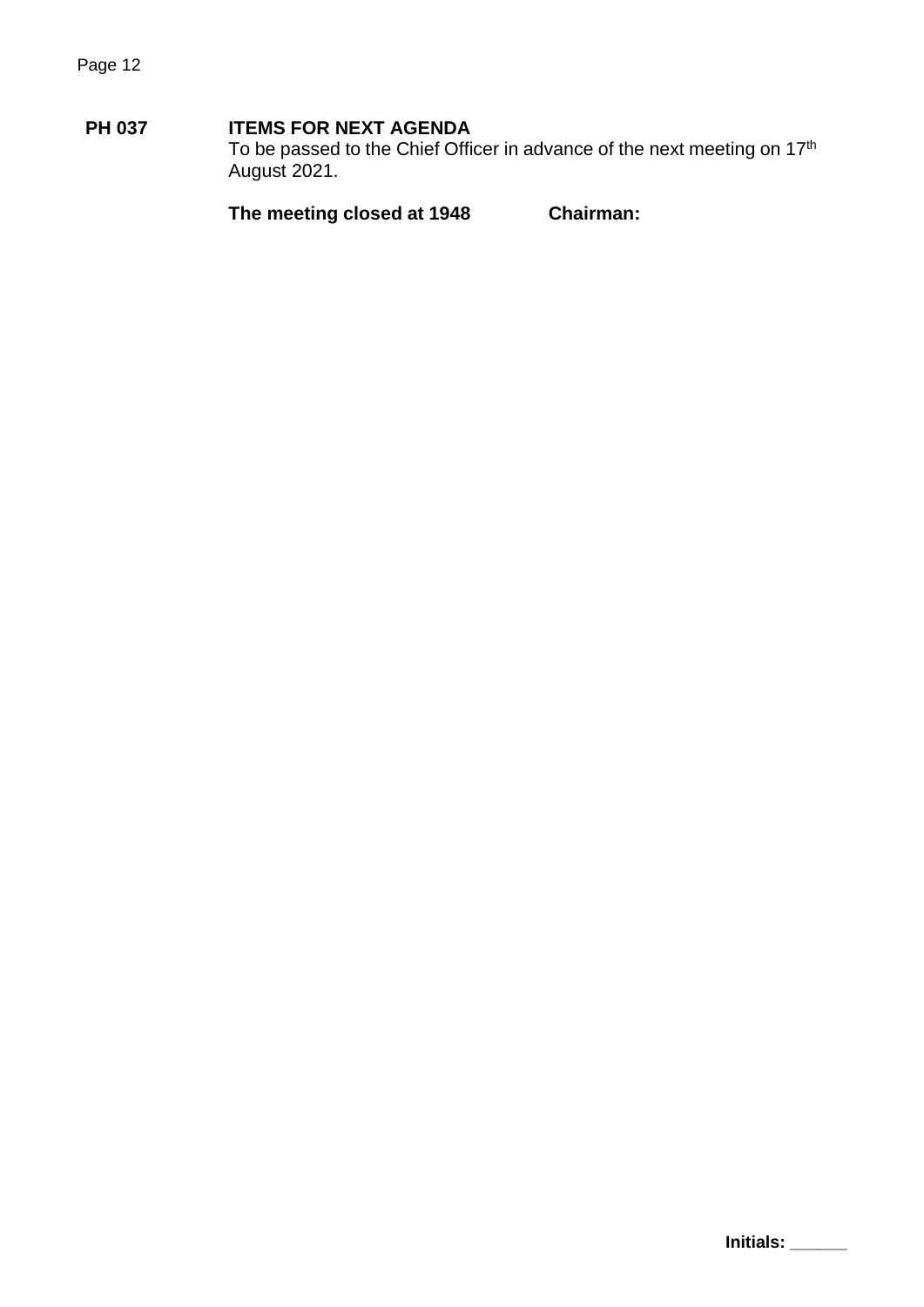**PH 037** **ITEMS FOR NEXT AGENDA**

To be passed to the Chief Officer in advance of the next meeting on 17th August 2021.

**The meeting closed at 1948** **Chairman:**

**Initials: ______**